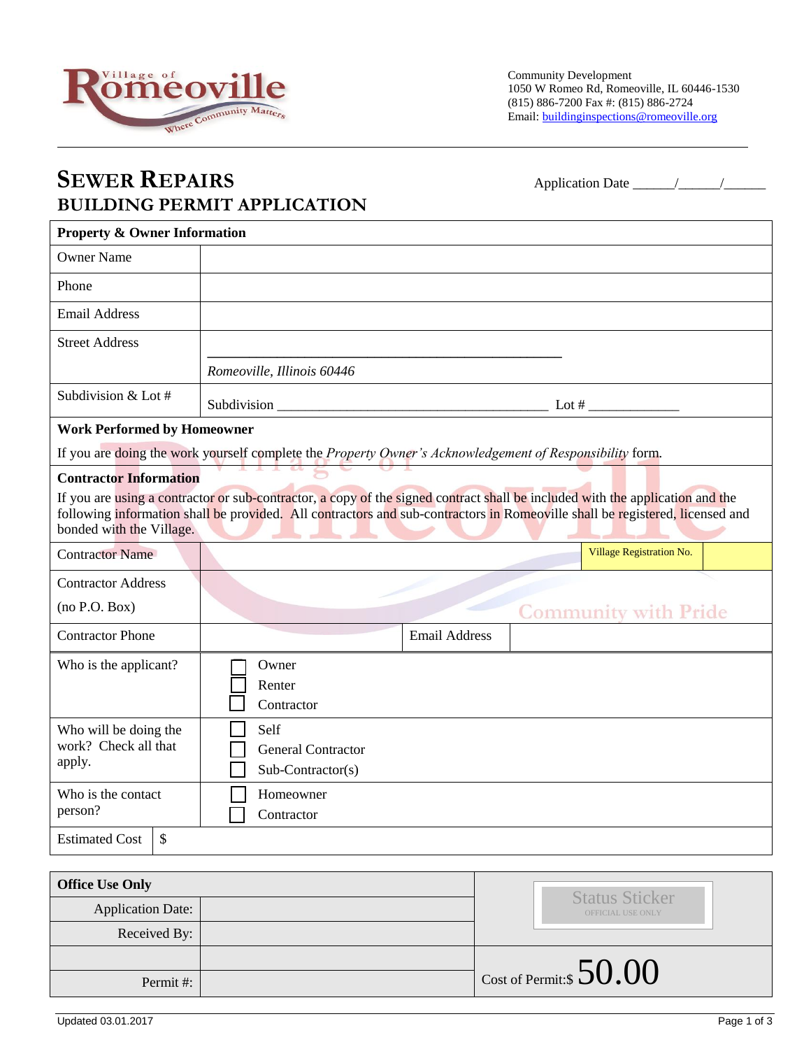Village of Romeoville — Where Community Matters

Community Development
1050 W Romeo Rd, Romeoville, IL 60446-1530
(815) 886-7200 Fax #: (815) 886-2724
Email: buildinginspections@romeoville.org

# SEWER REPAIRS
## BUILDING PERMIT APPLICATION

Application Date ______/______/______

| **Property & Owner Information** | |
|---|---|
| Owner Name | |
| Phone | |
| Email Address | |
| Street Address | ________________________________________ *Romeoville, Illinois 60446* |
| Subdivision & Lot # | Subdivision ________________________________ Lot # ____________ |

**Work Performed by Homeowner**

If you are doing the work yourself complete the *Property Owner's Acknowledgement of Responsibility* form.

**Contractor Information**

If you are using a contractor or sub-contractor, a copy of the signed contract shall be included with the application and the following information shall be provided. All contractors and sub-contractors in Romeoville shall be registered, licensed and bonded with the Village.

| | | | |
|---|---|---|---|
| Contractor Name | | Village Registration No. | |
| Contractor Address (no P.O. Box) | | | |
| Contractor Phone | | Email Address | |
| Who is the applicant? | ☐ Owner<br>☐ Renter<br>☐ Contractor | | |
| Who will be doing the work? Check all that apply. | ☐ Self<br>☐ General Contractor<br>☐ Sub-Contractor(s) | | |
| Who is the contact person? | ☐ Homeowner<br>☐ Contractor | | |
| Estimated Cost | $ | | |

| **Office Use Only** | | Status Sticker (OFFICIAL USE ONLY) |
|---|---|---|
| Application Date: | | |
| Received By: | | |
| | | Cost of Permit:$ 50.00 |
| Permit #: | | |

Updated 03.01.2017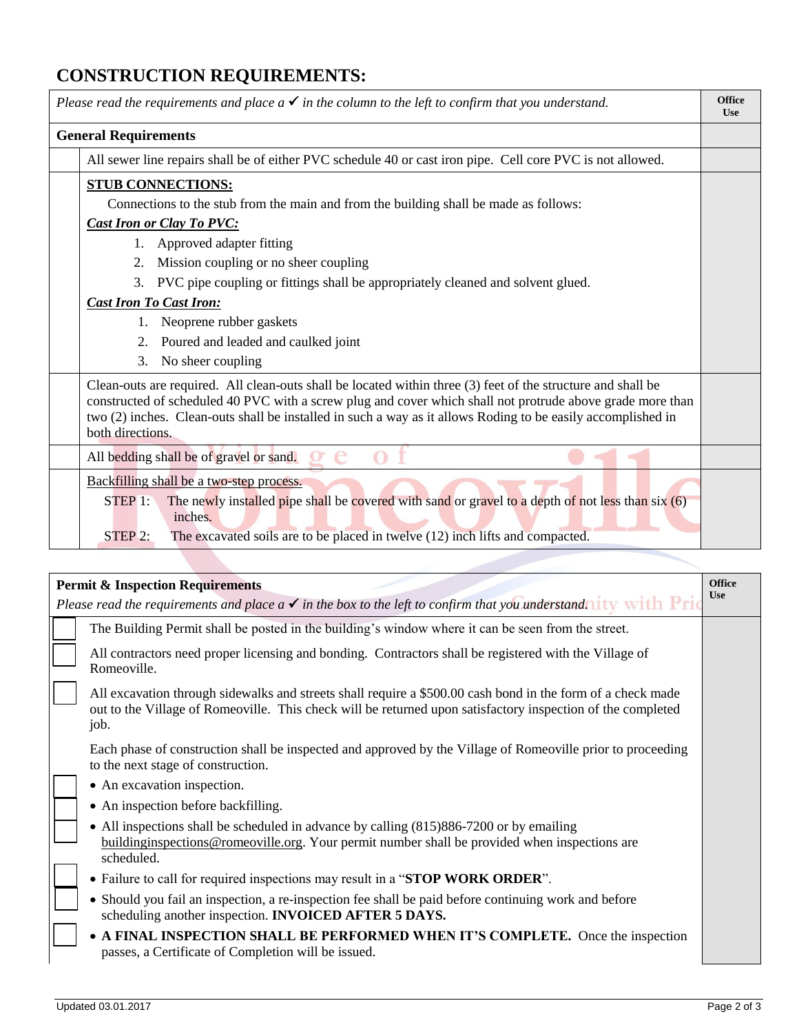## CONSTRUCTION REQUIREMENTS:

| | *Please read the requirements and place a ✔ in the column to the left to confirm that you understand.* | Office Use |
|---|---|---|
| | **General Requirements** | |
| | All sewer line repairs shall be of either PVC schedule 40 or cast iron pipe. Cell core PVC is not allowed. | |
| | **STUB CONNECTIONS:** Connections to the stub from the main and from the building shall be made as follows: ***Cast Iron or Clay To PVC:*** 1. Approved adapter fitting 2. Mission coupling or no sheer coupling 3. PVC pipe coupling or fittings shall be appropriately cleaned and solvent glued. ***Cast Iron To Cast Iron:*** 1. Neoprene rubber gaskets 2. Poured and leaded and caulked joint 3. No sheer coupling | |
| | Clean-outs are required. All clean-outs shall be located within three (3) feet of the structure and shall be constructed of scheduled 40 PVC with a screw plug and cover which shall not protrude above grade more than two (2) inches. Clean-outs shall be installed in such a way as it allows Roding to be easily accomplished in both directions. | |
| | All bedding shall be of gravel or sand. | |
| | Backfilling shall be a two-step process. STEP 1: The newly installed pipe shall be covered with sand or gravel to a depth of not less than six (6) inches. STEP 2: The excavated soils are to be placed in twelve (12) inch lifts and compacted. | |

| | **Permit & Inspection Requirements** *Please read the requirements and place a ✔ in the box to the left to confirm that you understand.* | Office Use |
|---|---|---|
| ☐ | The Building Permit shall be posted in the building's window where it can be seen from the street. | |
| ☐ | All contractors need proper licensing and bonding. Contractors shall be registered with the Village of Romeoville. | |
| ☐ | All excavation through sidewalks and streets shall require a $500.00 cash bond in the form of a check made out to the Village of Romeoville. This check will be returned upon satisfactory inspection of the completed job. | |
| | Each phase of construction shall be inspected and approved by the Village of Romeoville prior to proceeding to the next stage of construction. | |
| ☐ | • An excavation inspection. | |
| ☐ | • An inspection before backfilling. | |
| ☐ | • All inspections shall be scheduled in advance by calling (815)886-7200 or by emailing buildinginspections@romeoville.org. Your permit number shall be provided when inspections are scheduled. | |
| ☐ | • Failure to call for required inspections may result in a "**STOP WORK ORDER**". | |
| ☐ | • Should you fail an inspection, a re-inspection fee shall be paid before continuing work and before scheduling another inspection. **INVOICED AFTER 5 DAYS.** | |
| ☐ | • **A FINAL INSPECTION SHALL BE PERFORMED WHEN IT'S COMPLETE.** Once the inspection passes, a Certificate of Completion will be issued. | |

Updated 03.01.2017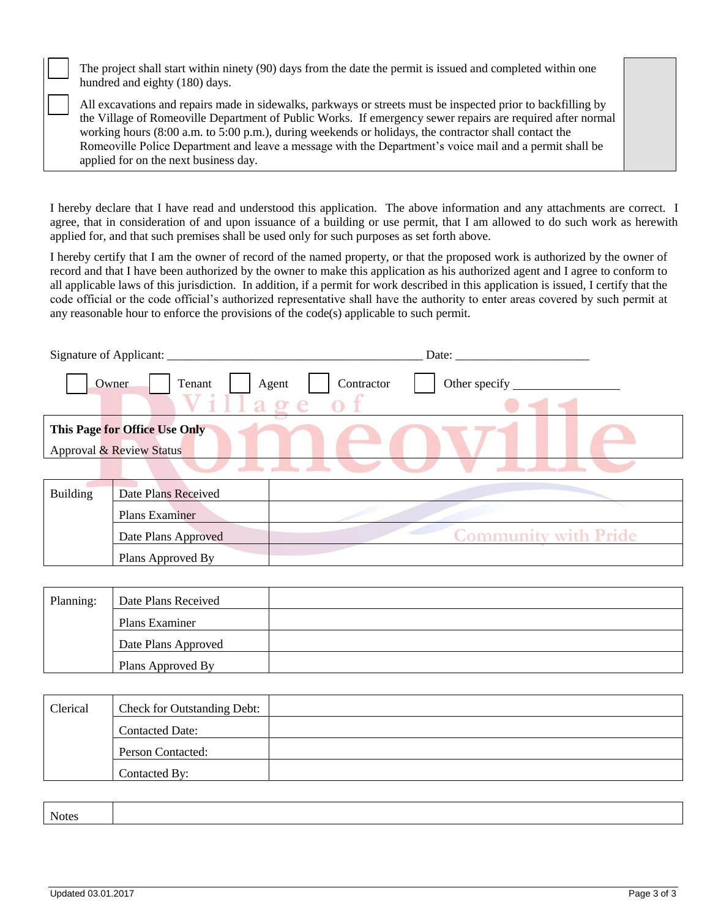☐ The project shall start within ninety (90) days from the date the permit is issued and completed within one hundred and eighty (180) days.

☐ All excavations and repairs made in sidewalks, parkways or streets must be inspected prior to backfilling by the Village of Romeoville Department of Public Works. If emergency sewer repairs are required after normal working hours (8:00 a.m. to 5:00 p.m.), during weekends or holidays, the contractor shall contact the Romeoville Police Department and leave a message with the Department's voice mail and a permit shall be applied for on the next business day.

I hereby declare that I have read and understood this application. The above information and any attachments are correct. I agree, that in consideration of and upon issuance of a building or use permit, that I am allowed to do such work as herewith applied for, and that such premises shall be used only for such purposes as set forth above.

I hereby certify that I am the owner of record of the named property, or that the proposed work is authorized by the owner of record and that I have been authorized by the owner to make this application as his authorized agent and I agree to conform to all applicable laws of this jurisdiction. In addition, if a permit for work described in this application is issued, I certify that the code official or the code official's authorized representative shall have the authority to enter areas covered by such permit at any reasonable hour to enforce the provisions of the code(s) applicable to such permit.

Signature of Applicant: ________________________________________ Date: _____________________

☐ Owner ☐ Tenant ☐ Agent ☐ Contractor ☐ Other specify ________________

**This Page for Office Use Only**

Approval & Review Status

| | | |
|---|---|---|
| Building | Date Plans Received | |
| | Plans Examiner | |
| | Date Plans Approved | |
| | Plans Approved By | |

| | | |
|---|---|---|
| Planning: | Date Plans Received | |
| | Plans Examiner | |
| | Date Plans Approved | |
| | Plans Approved By | |

| | | |
|---|---|---|
| Clerical | Check for Outstanding Debt: | |
| | Contacted Date: | |
| | Person Contacted: | |
| | Contacted By: | |

| | |
|---|---|
| Notes | |

Updated 03.01.2017